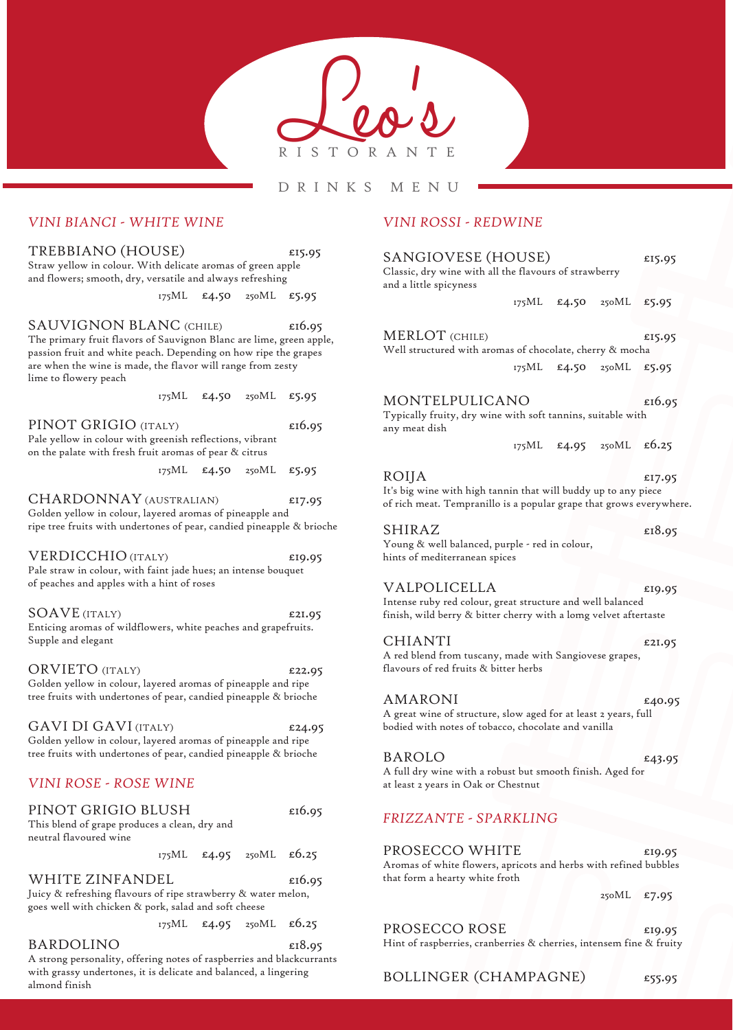# Leo's

RISTORANTE

## DRINKS MENU

## *VINI BIANCI - WHITE WINE*

### TREBBIANO (HOUSE) — £15.95

Straw yellow in colour. With delicate aromas of green apple and flowers; smooth, dry, versatile and always refreshing

175ML £4.50 250ML £5.95

### SAUVIGNON BLANC (CHILE) — £16.95

The primary fruit flavors of Sauvignon Blanc are lime, green apple, passion fruit and white peach. Depending on how ripe the grapes are when the wine is made, the flavor will range from zesty lime to flowery peach

175ML £4.50 250ML £5.95

### PINOT GRIGIO (ITALY) — £16.95

Pale yellow in colour with greenish reflections, vibrant on the palate with fresh fruit aromas of pear & citrus

175ML £4.50 250ML £5.95

### CHARDONNAY (AUSTRALIAN) — £17.95

Golden yellow in colour, layered aromas of pineapple and ripe tree fruits with undertones of pear, candied pineapple & brioche

### VERDICCHIO (ITALY) — £19.95

Pale straw in colour, with faint jade hues; an intense bouquet of peaches and apples with a hint of roses

### SOAVE (ITALY) — £21.95

Enticing aromas of wildflowers, white peaches and grapefruits. Supple and elegant

### ORVIETO (ITALY) — £22.95

Golden yellow in colour, layered aromas of pineapple and ripe tree fruits with undertones of pear, candied pineapple & brioche

### GAVI DI GAVI (ITALY) — £24.95

Golden yellow in colour, layered aromas of pineapple and ripe tree fruits with undertones of pear, candied pineapple & brioche

## *VINI ROSE - ROSE WINE*

### PINOT GRIGIO BLUSH — £16.95

This blend of grape produces a clean, dry and neutral flavoured wine

175ML £4.95 250ML £6.25

### WHITE ZINFANDEL — £16.95

Juicy & refreshing flavours of ripe strawberry & water melon, goes well with chicken & pork, salad and soft cheese

175ML £4.95 250ML £6.25

### BARDOLINO — £18.95

A strong personality, offering notes of raspberries and blackcurrants with grassy undertones, it is delicate and balanced, a lingering almond finish

## *VINI ROSSI - REDWINE*

### SANGIOVESE (HOUSE) — £15.95

Classic, dry wine with all the flavours of strawberry and a little spicyness

175ML £4.50 250ML £5.95

### MERLOT (CHILE) — £15.95

Well structured with aromas of chocolate, cherry & mocha

175ML £4.50 250ML £5.95

### MONTELPULICANO — £16.95

Typically fruity, dry wine with soft tannins, suitable with any meat dish

175ML £4.95 250ML £6.25

### ROIJA — £17.95

It's big wine with high tannin that will buddy up to any piece of rich meat. Tempranillo is a popular grape that grows everywhere.

### SHIRAZ — £18.95

Young & well balanced, purple - red in colour, hints of mediterranean spices

### VALPOLICELLA — £19.95

Intense ruby red colour, great structure and well balanced finish, wild berry & bitter cherry with a lomg velvet aftertaste

### CHIANTI — £21.95

A red blend from tuscany, made with Sangiovese grapes, flavours of red fruits & bitter herbs

### AMARONI — £40.95

A great wine of structure, slow aged for at least 2 years, full bodied with notes of tobacco, chocolate and vanilla

### BAROLO — £43.95

A full dry wine with a robust but smooth finish. Aged for at least 2 years in Oak or Chestnut

## *FRIZZANTE - SPARKLING*

### PROSECCO WHITE — £19.95

Aromas of white flowers, apricots and herbs with refined bubbles that form a hearty white froth

250ML £7.95

### PROSECCO ROSE — £19.95

Hint of raspberries, cranberries & cherries, intensem fine & fruity

### BOLLINGER (CHAMPAGNE) — £55.95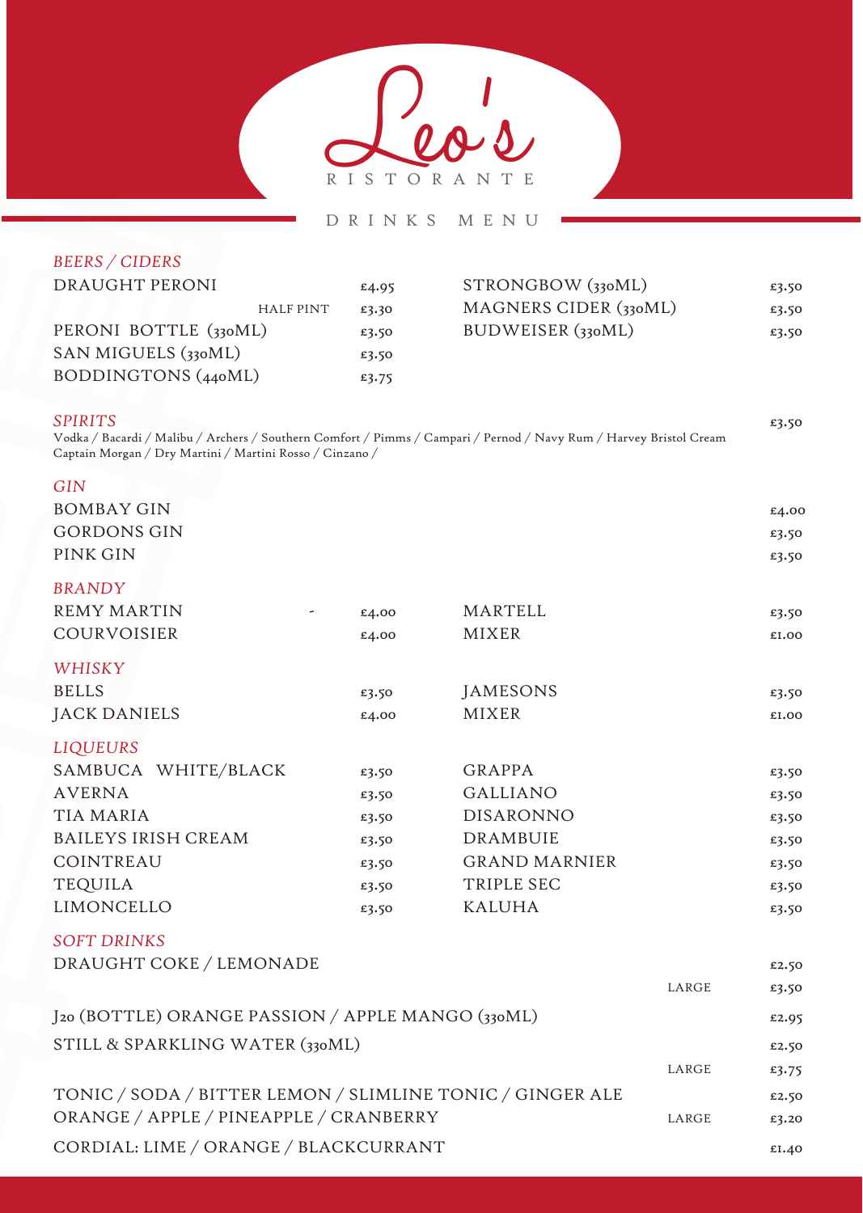# Leo's

RISTORANTE

## DRINKS MENU

### *BEERS / CIDERS*

| | | | |
|---|---|---|---|
| DRAUGHT PERONI | £4.95 | STRONGBOW (330ML) | £3.50 |
| HALF PINT | £3.30 | MAGNERS CIDER (330ML) | £3.50 |
| PERONI BOTTLE (330ML) | £3.50 | BUDWEISER (330ML) | £3.50 |
| SAN MIGUELS (330ML) | £3.50 | | |
| BODDINGTONS (440ML) | £3.75 | | |

### *SPIRITS*

Vodka / Bacardi / Malibu / Archers / Southern Comfort / Pimms / Campari / Pernod / Navy Rum / Harvey Bristol Cream Captain Morgan / Dry Martini / Martini Rosso / Cinzano / — £3.50

### *GIN*

| | |
|---|---|
| BOMBAY GIN | £4.00 |
| GORDONS GIN | £3.50 |
| PINK GIN | £3.50 |

### *BRANDY*

| | | | |
|---|---|---|---|
| REMY MARTIN | £4.00 | MARTELL | £3.50 |
| COURVOISIER | £4.00 | MIXER | £1.00 |

### *WHISKY*

| | | | |
|---|---|---|---|
| BELLS | £3.50 | JAMESONS | £3.50 |
| JACK DANIELS | £4.00 | MIXER | £1.00 |

### *LIQUEURS*

| | | | |
|---|---|---|---|
| SAMBUCA WHITE/BLACK | £3.50 | GRAPPA | £3.50 |
| AVERNA | £3.50 | GALLIANO | £3.50 |
| TIA MARIA | £3.50 | DISARONNO | £3.50 |
| BAILEYS IRISH CREAM | £3.50 | DRAMBUIE | £3.50 |
| COINTREAU | £3.50 | GRAND MARNIER | £3.50 |
| TEQUILA | £3.50 | TRIPLE SEC | £3.50 |
| LIMONCELLO | £3.50 | KALUHA | £3.50 |

### *SOFT DRINKS*

| | | |
|---|---|---|
| DRAUGHT COKE / LEMONADE | | £2.50 |
| | LARGE | £3.50 |
| J20 (BOTTLE) ORANGE PASSION / APPLE MANGO (330ML) | | £2.95 |
| STILL & SPARKLING WATER (330ML) | | £2.50 |
| | LARGE | £3.75 |
| TONIC / SODA / BITTER LEMON / SLIMLINE TONIC / GINGER ALE | | £2.50 |
| ORANGE / APPLE / PINEAPPLE / CRANBERRY | LARGE | £3.20 |
| CORDIAL: LIME / ORANGE / BLACKCURRANT | | £1.40 |